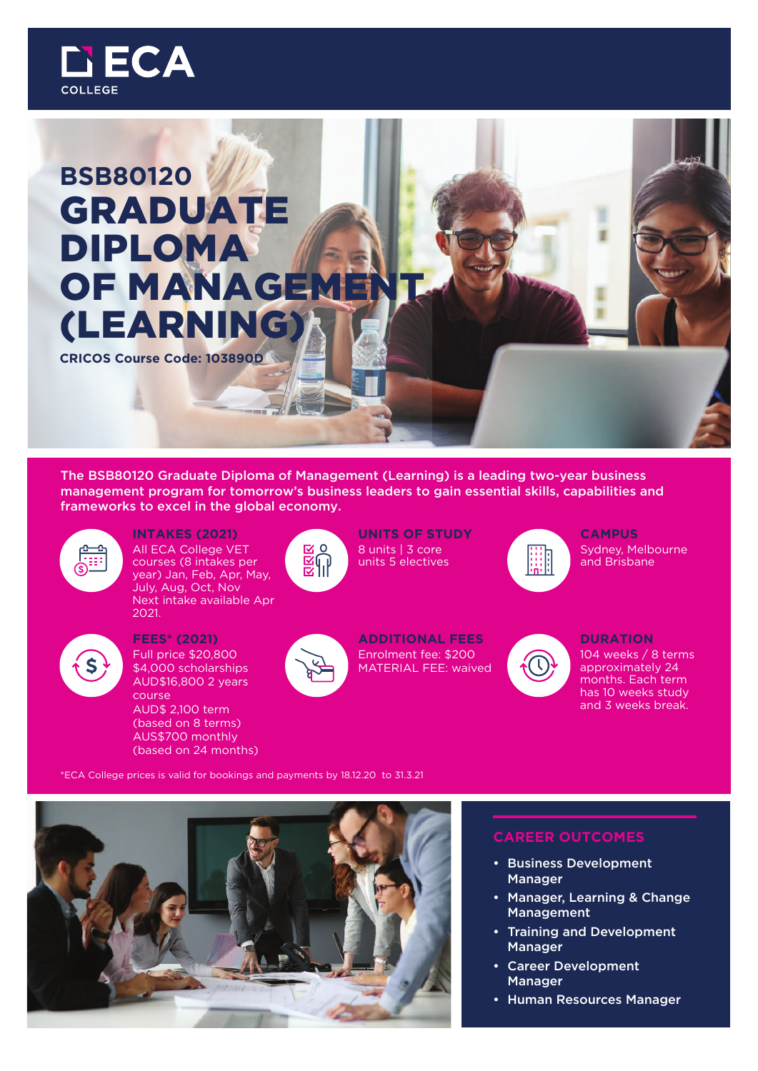ECA COLLEGE

# BSB80120 GRADUATE DIPLOMA OF MANAGEMENT (LEARNING)

**CRICOS Course Code: 103890D**

**The BSB80120 Graduate Diploma of Management (Learning) is a leading two-year business management program for tomorrow's business leaders to gain essential skills, capabilities and frameworks to excel in the global economy.**

### INTAKES (2021)

All ECA College VET courses (8 intakes per year) Jan, Feb, Apr, May, July, Aug, Oct, Nov
Next intake available Apr 2021.

### UNITS OF STUDY

8 units | 3 core units 5 electives

### CAMPUS

Sydney, Melbourne and Brisbane

### FEES* (2021)

Full price $20,800
$4,000 scholarships
AUD$16,800 2 years course
AUD$ 2,100 term (based on 8 terms)
AUS$700 monthly (based on 24 months)

### ADDITIONAL FEES

Enrolment fee: $200
MATERIAL FEE: waived

### DURATION

104 weeks / 8 terms approximately 24 months. Each term has 10 weeks study and 3 weeks break.

*ECA College prices is valid for bookings and payments by 18.12.20 to 31.3.21

## CAREER OUTCOMES

- Business Development Manager
- Manager, Learning & Change Management
- Training and Development Manager
- Career Development Manager
- Human Resources Manager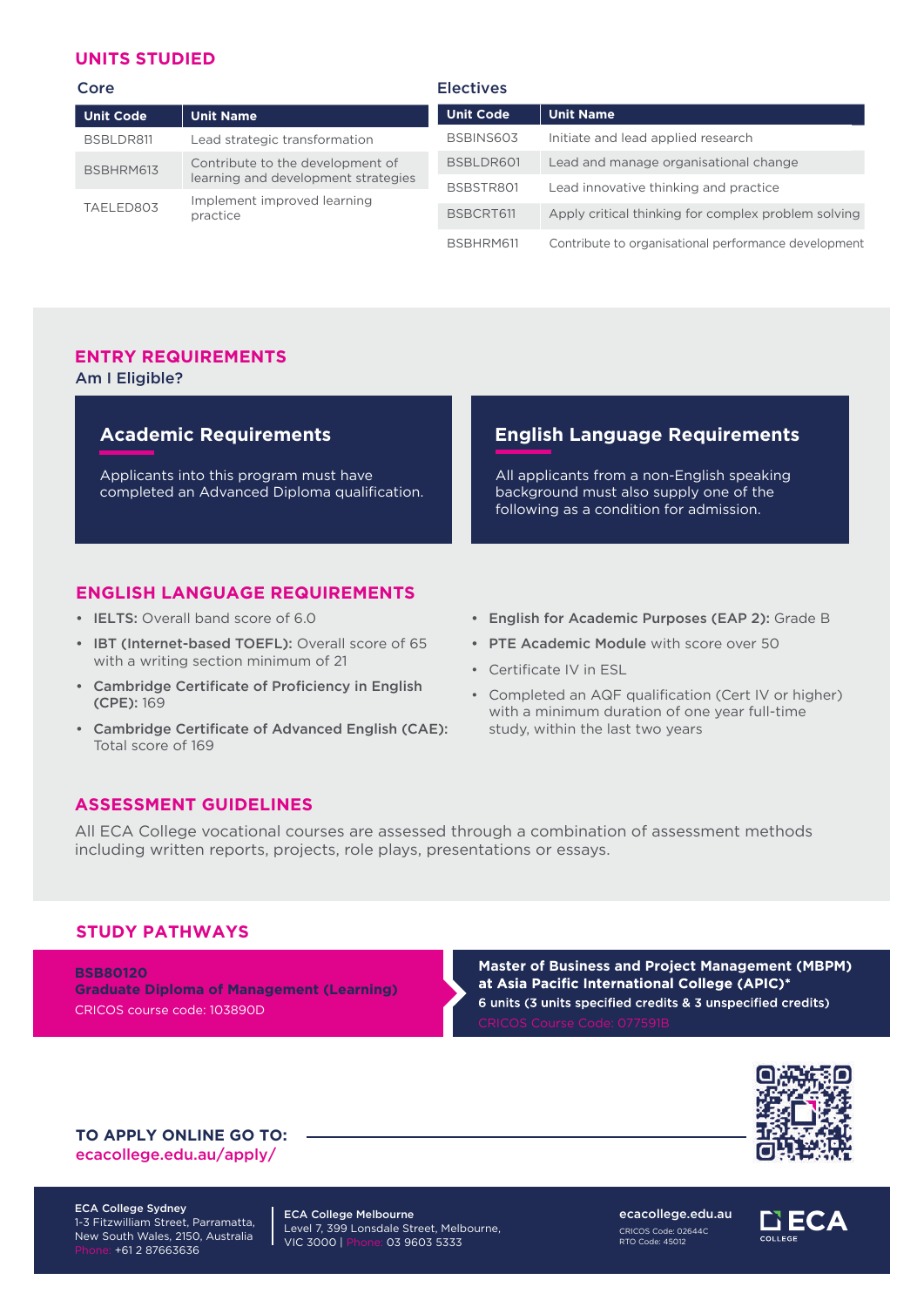## UNITS STUDIED

### Core

| Unit Code | Unit Name |
|---|---|
| BSBLDR811 | Lead strategic transformation |
| BSBHRM613 | Contribute to the development of learning and development strategies |
| TAELED803 | Implement improved learning practice |

### Electives

| Unit Code | Unit Name |
|---|---|
| BSBINS603 | Initiate and lead applied research |
| BSBLDR601 | Lead and manage organisational change |
| BSBSTR801 | Lead innovative thinking and practice |
| BSBCRT611 | Apply critical thinking for complex problem solving |
| BSBHRM611 | Contribute to organisational performance development |

## ENTRY REQUIREMENTS

Am I Eligible?

### Academic Requirements

Applicants into this program must have completed an Advanced Diploma qualification.

### English Language Requirements

All applicants from a non-English speaking background must also supply one of the following as a condition for admission.

## ENGLISH LANGUAGE REQUIREMENTS

- **IELTS:** Overall band score of 6.0
- **IBT (Internet-based TOEFL):** Overall score of 65 with a writing section minimum of 21
- **Cambridge Certificate of Proficiency in English (CPE):** 169
- **Cambridge Certificate of Advanced English (CAE):** Total score of 169
- **English for Academic Purposes (EAP 2):** Grade B
- **PTE Academic Module** with score over 50
- Certificate IV in ESL
- Completed an AQF qualification (Cert IV or higher) with a minimum duration of one year full-time study, within the last two years

## ASSESSMENT GUIDELINES

All ECA College vocational courses are assessed through a combination of assessment methods including written reports, projects, role plays, presentations or essays.

## STUDY PATHWAYS

**BSB80120**
**Graduate Diploma of Management (Learning)**
CRICOS course code: 103890D

**Master of Business and Project Management (MBPM) at Asia Pacific International College (APIC)***
**6 units (3 units specified credits & 3 unspecified credits)**
CRICOS Course Code: 077591B

**TO APPLY ONLINE GO TO:**
ecacollege.edu.au/apply/

**ECA College Sydney**
1-3 Fitzwilliam Street, Parramatta, New South Wales, 2150, Australia
Phone: +61 2 87663636

**ECA College Melbourne**
Level 7, 399 Lonsdale Street, Melbourne, VIC 3000 | Phone: 03 9603 5333

**ecacollege.edu.au**
CRICOS Code: 02644C
RTO Code: 45012

ECA COLLEGE